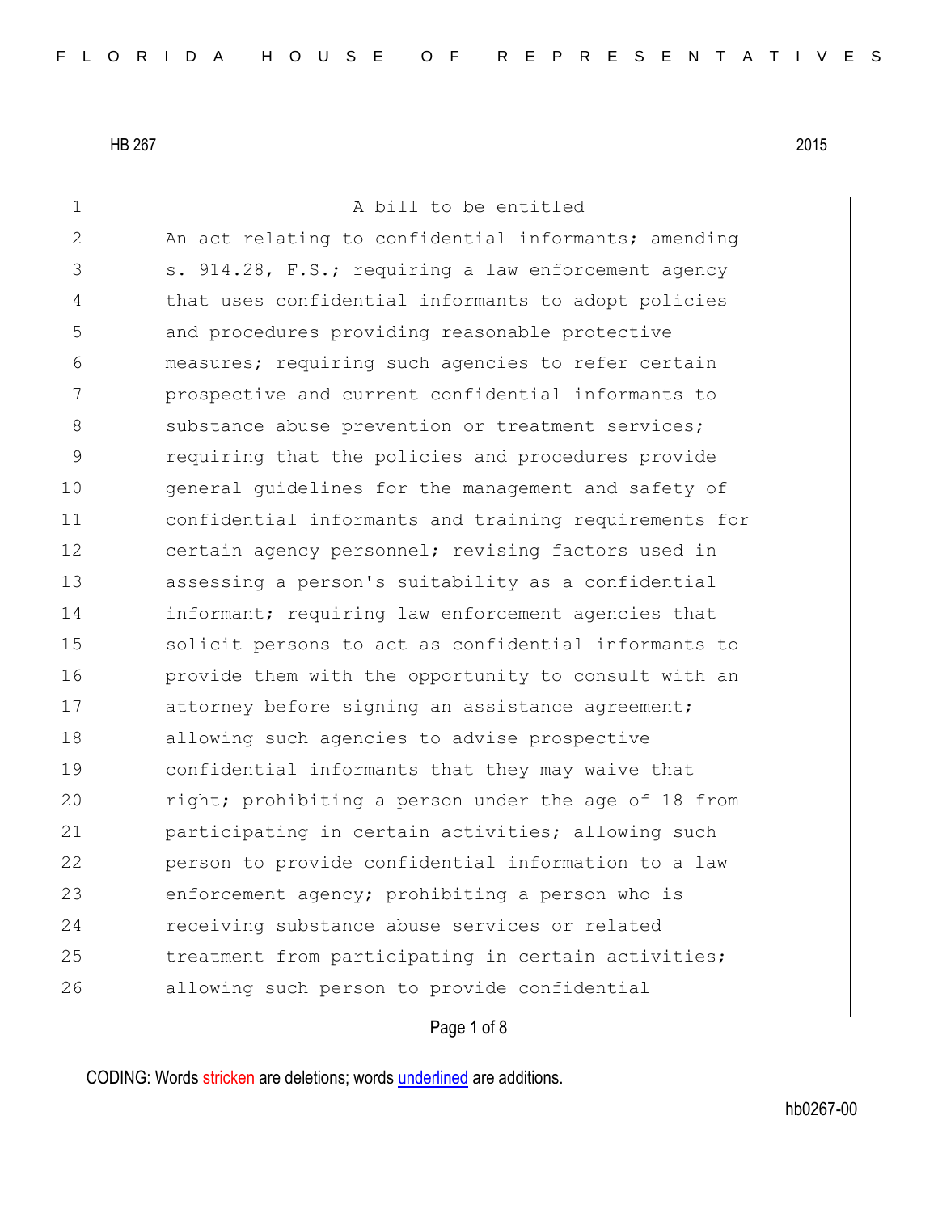HB 267 2015

A bill to be entitled

An act relating to confidential informants; amending s. 914.28, F.S.; requiring a law enforcement agency that uses confidential informants to adopt policies and procedures providing reasonable protective measures; requiring such agencies to refer certain prospective and current confidential informants to substance abuse prevention or treatment services; requiring that the policies and procedures provide general guidelines for the management and safety of confidential informants and training requirements for certain agency personnel; revising factors used in assessing a person's suitability as a confidential informant; requiring law enforcement agencies that solicit persons to act as confidential informants to provide them with the opportunity to consult with an attorney before signing an assistance agreement; allowing such agencies to advise prospective confidential informants that they may waive that right; prohibiting a person under the age of 18 from participating in certain activities; allowing such person to provide confidential information to a law enforcement agency; prohibiting a person who is receiving substance abuse services or related treatment from participating in certain activities; allowing such person to provide confidential

CODING: Words stricken are deletions; words underlined are additions.

hb0267-00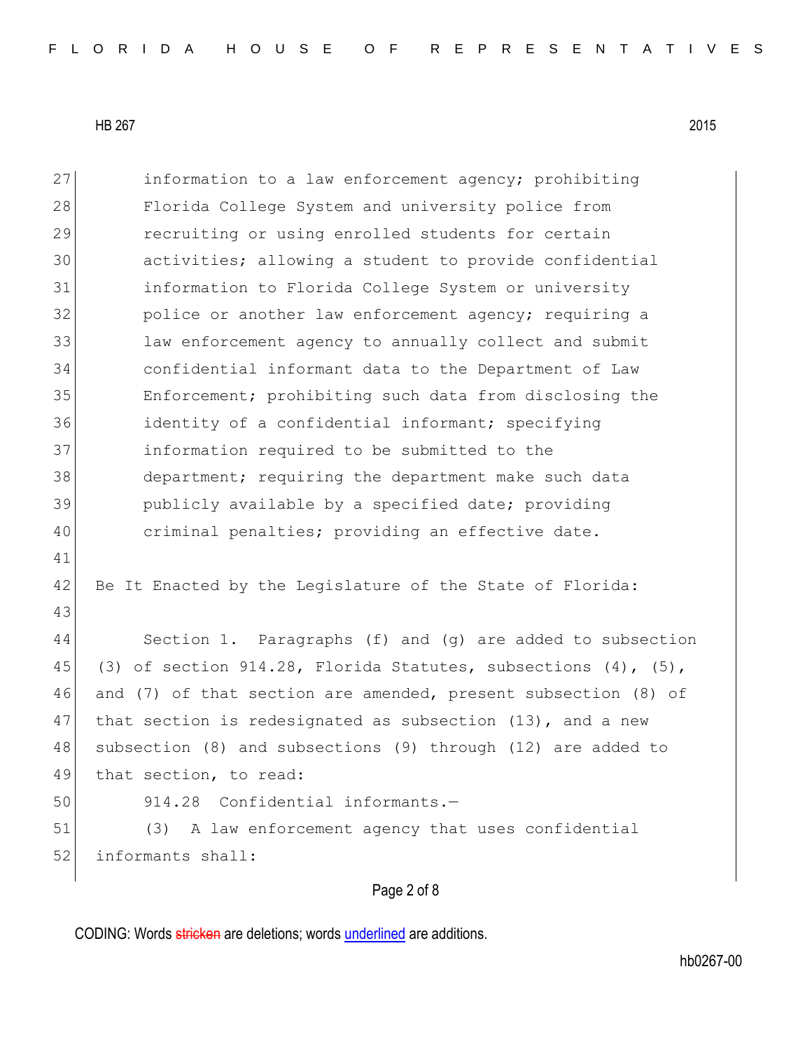information to a law enforcement agency; prohibiting Florida College System and university police from recruiting or using enrolled students for certain activities; allowing a student to provide confidential information to Florida College System or university police or another law enforcement agency; requiring a law enforcement agency to annually collect and submit confidential informant data to the Department of Law Enforcement; prohibiting such data from disclosing the identity of a confidential informant; specifying information required to be submitted to the department; requiring the department make such data publicly available by a specified date; providing criminal penalties; providing an effective date.

Be It Enacted by the Legislature of the State of Florida:

Section 1. Paragraphs (f) and (g) are added to subsection (3) of section 914.28, Florida Statutes, subsections (4), (5), and (7) of that section are amended, present subsection (8) of that section is redesignated as subsection (13), and a new subsection (8) and subsections (9) through (12) are added to that section, to read:

914.28 Confidential informants.—

(3) A law enforcement agency that uses confidential informants shall: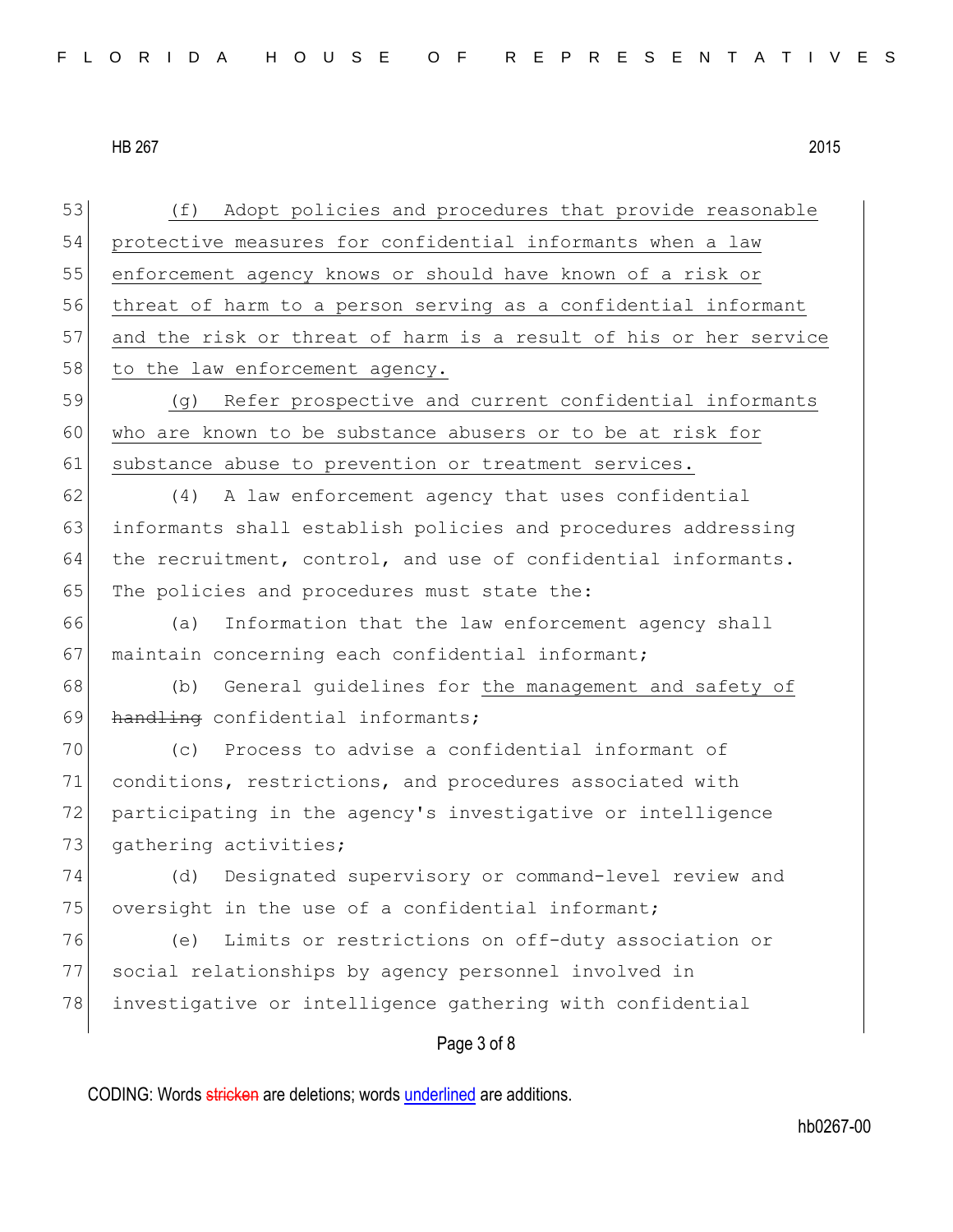(f) Adopt policies and procedures that provide reasonable protective measures for confidential informants when a law enforcement agency knows or should have known of a risk or threat of harm to a person serving as a confidential informant and the risk or threat of harm is a result of his or her service to the law enforcement agency.

(g) Refer prospective and current confidential informants who are known to be substance abusers or to be at risk for substance abuse to prevention or treatment services.

(4) A law enforcement agency that uses confidential informants shall establish policies and procedures addressing the recruitment, control, and use of confidential informants. The policies and procedures must state the:

(a) Information that the law enforcement agency shall maintain concerning each confidential informant;

(b) General guidelines for the management and safety of ~~handling~~ confidential informants;

(c) Process to advise a confidential informant of conditions, restrictions, and procedures associated with participating in the agency's investigative or intelligence gathering activities;

(d) Designated supervisory or command-level review and oversight in the use of a confidential informant;

(e) Limits or restrictions on off-duty association or social relationships by agency personnel involved in investigative or intelligence gathering with confidential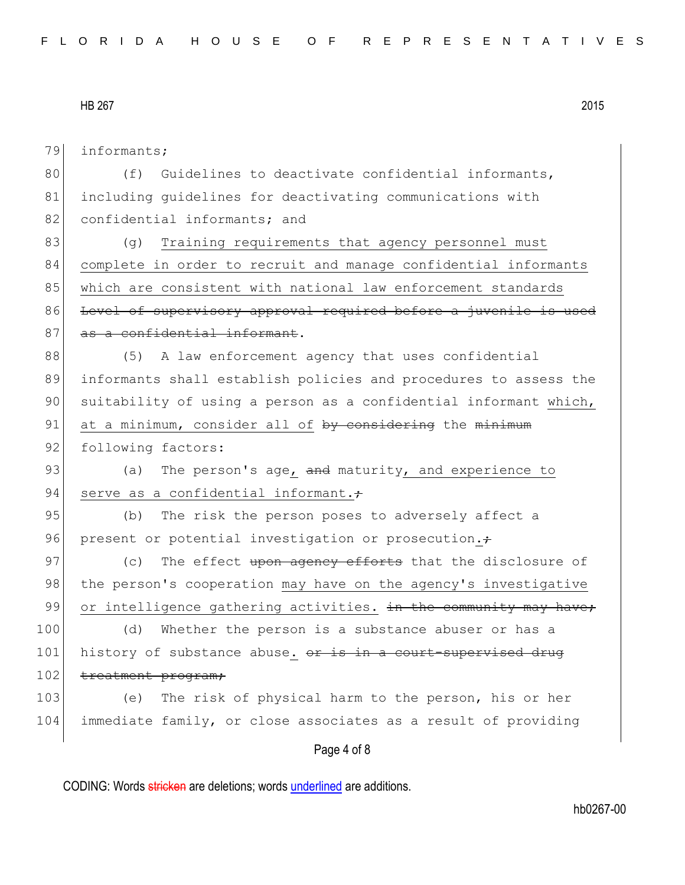informants;

(f) Guidelines to deactivate confidential informants, including guidelines for deactivating communications with confidential informants; and

(g) <u>Training requirements that agency personnel must complete in order to recruit and manage confidential informants which are consistent with national law enforcement standards</u> ~~Level of supervisory approval required before a juvenile is used as a confidential informant~~.

(5) A law enforcement agency that uses confidential informants shall establish policies and procedures to assess the suitability of using a person as a confidential informant <u>which, at a minimum, consider all of</u> ~~by considering~~ the ~~minimum~~ following factors:

(a) The person's age<u>,</u> ~~and~~ maturity<u>, and experience to serve as a confidential informant.</u>~~;~~

(b) The risk the person poses to adversely affect a present or potential investigation or prosecution<u>.</u>~~;~~

(c) The effect ~~upon agency efforts~~ that the disclosure of the person's cooperation <u>may have on the agency's investigative or intelligence gathering activities.</u> ~~in the community may have;~~

(d) Whether the person is a substance abuser or has a history of substance abuse<u>.</u> ~~or is in a court-supervised drug treatment program;~~

(e) The risk of physical harm to the person, his or her immediate family, or close associates as a result of providing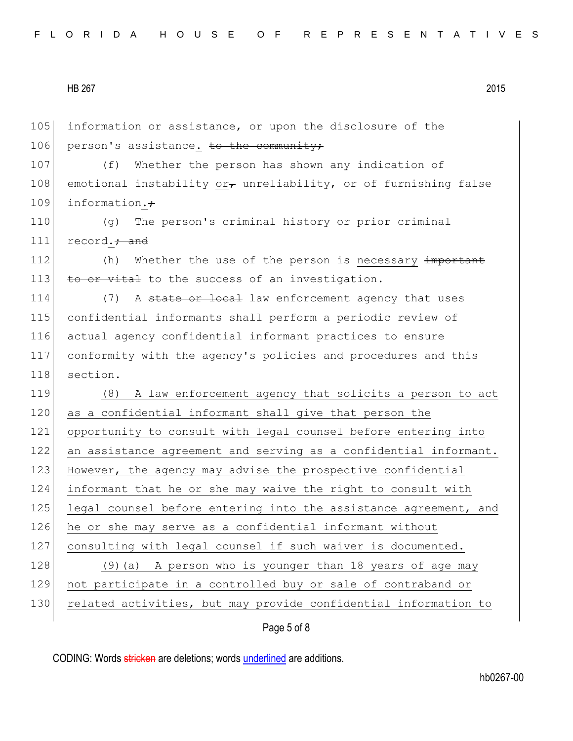information or assistance, or upon the disclosure of the person's assistance. ~~to the community;~~

(f) Whether the person has shown any indication of emotional instability or~~,~~ unreliability, or of furnishing false information.~~;~~

(g) The person's criminal history or prior criminal record.~~; and~~

(h) Whether the use of the person is necessary ~~important to or vital~~ to the success of an investigation.

(7) A ~~state or local~~ law enforcement agency that uses confidential informants shall perform a periodic review of actual agency confidential informant practices to ensure conformity with the agency's policies and procedures and this section.

(8) A law enforcement agency that solicits a person to act as a confidential informant shall give that person the opportunity to consult with legal counsel before entering into an assistance agreement and serving as a confidential informant. However, the agency may advise the prospective confidential informant that he or she may waive the right to consult with legal counsel before entering into the assistance agreement, and he or she may serve as a confidential informant without consulting with legal counsel if such waiver is documented.

(9)(a) A person who is younger than 18 years of age may not participate in a controlled buy or sale of contraband or related activities, but may provide confidential information to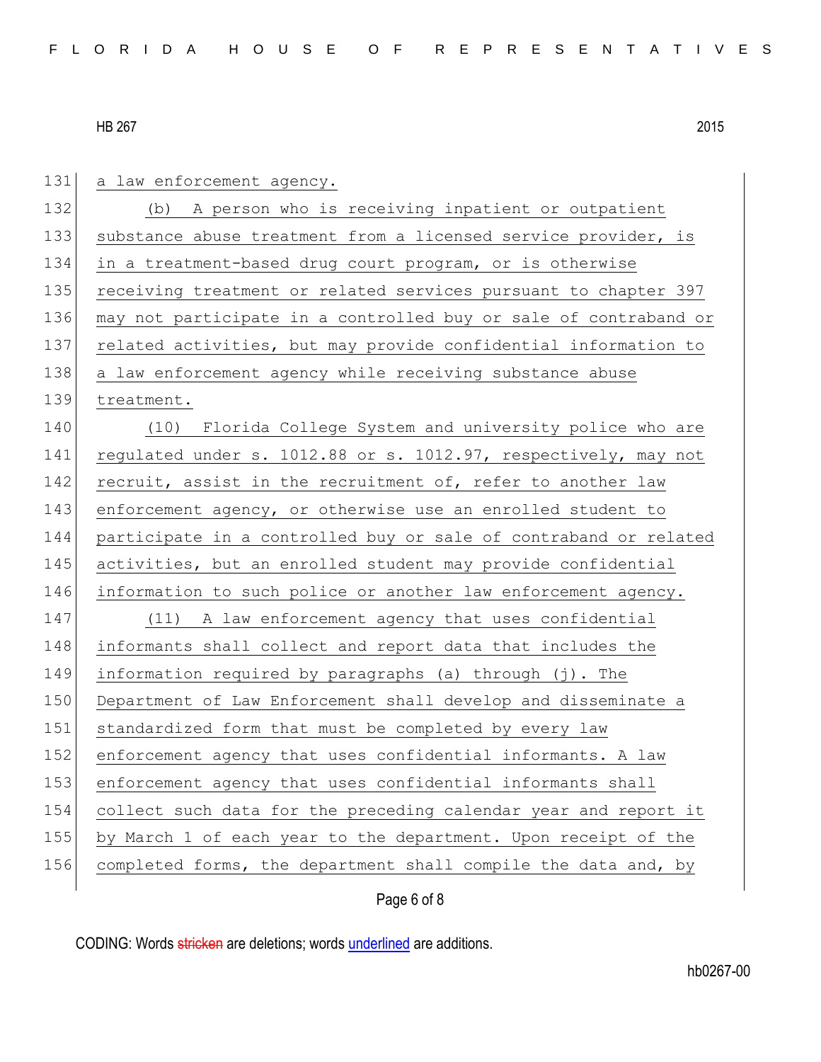a law enforcement agency.

(b) A person who is receiving inpatient or outpatient substance abuse treatment from a licensed service provider, is in a treatment-based drug court program, or is otherwise receiving treatment or related services pursuant to chapter 397 may not participate in a controlled buy or sale of contraband or related activities, but may provide confidential information to a law enforcement agency while receiving substance abuse treatment.

(10) Florida College System and university police who are regulated under s. 1012.88 or s. 1012.97, respectively, may not recruit, assist in the recruitment of, refer to another law enforcement agency, or otherwise use an enrolled student to participate in a controlled buy or sale of contraband or related activities, but an enrolled student may provide confidential information to such police or another law enforcement agency.

(11) A law enforcement agency that uses confidential informants shall collect and report data that includes the information required by paragraphs (a) through (j). The Department of Law Enforcement shall develop and disseminate a standardized form that must be completed by every law enforcement agency that uses confidential informants. A law enforcement agency that uses confidential informants shall collect such data for the preceding calendar year and report it by March 1 of each year to the department. Upon receipt of the completed forms, the department shall compile the data and, by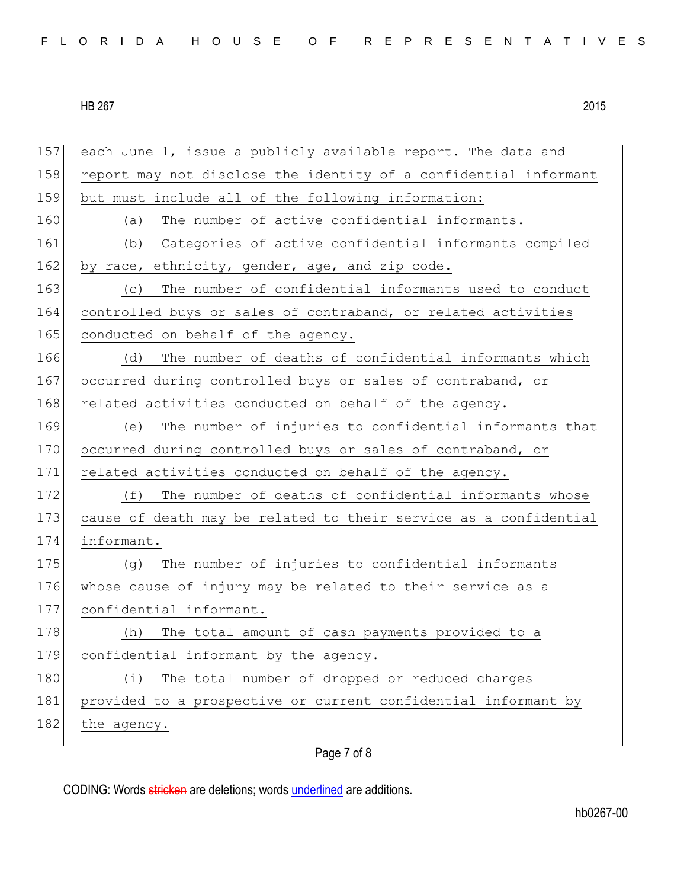each June 1, issue a publicly available report. The data and report may not disclose the identity of a confidential informant but must include all of the following information:

(a) The number of active confidential informants.

(b) Categories of active confidential informants compiled by race, ethnicity, gender, age, and zip code.

(c) The number of confidential informants used to conduct controlled buys or sales of contraband, or related activities conducted on behalf of the agency.

(d) The number of deaths of confidential informants which occurred during controlled buys or sales of contraband, or related activities conducted on behalf of the agency.

(e) The number of injuries to confidential informants that occurred during controlled buys or sales of contraband, or related activities conducted on behalf of the agency.

(f) The number of deaths of confidential informants whose cause of death may be related to their service as a confidential informant.

(g) The number of injuries to confidential informants whose cause of injury may be related to their service as a confidential informant.

(h) The total amount of cash payments provided to a confidential informant by the agency.

(i) The total number of dropped or reduced charges provided to a prospective or current confidential informant by the agency.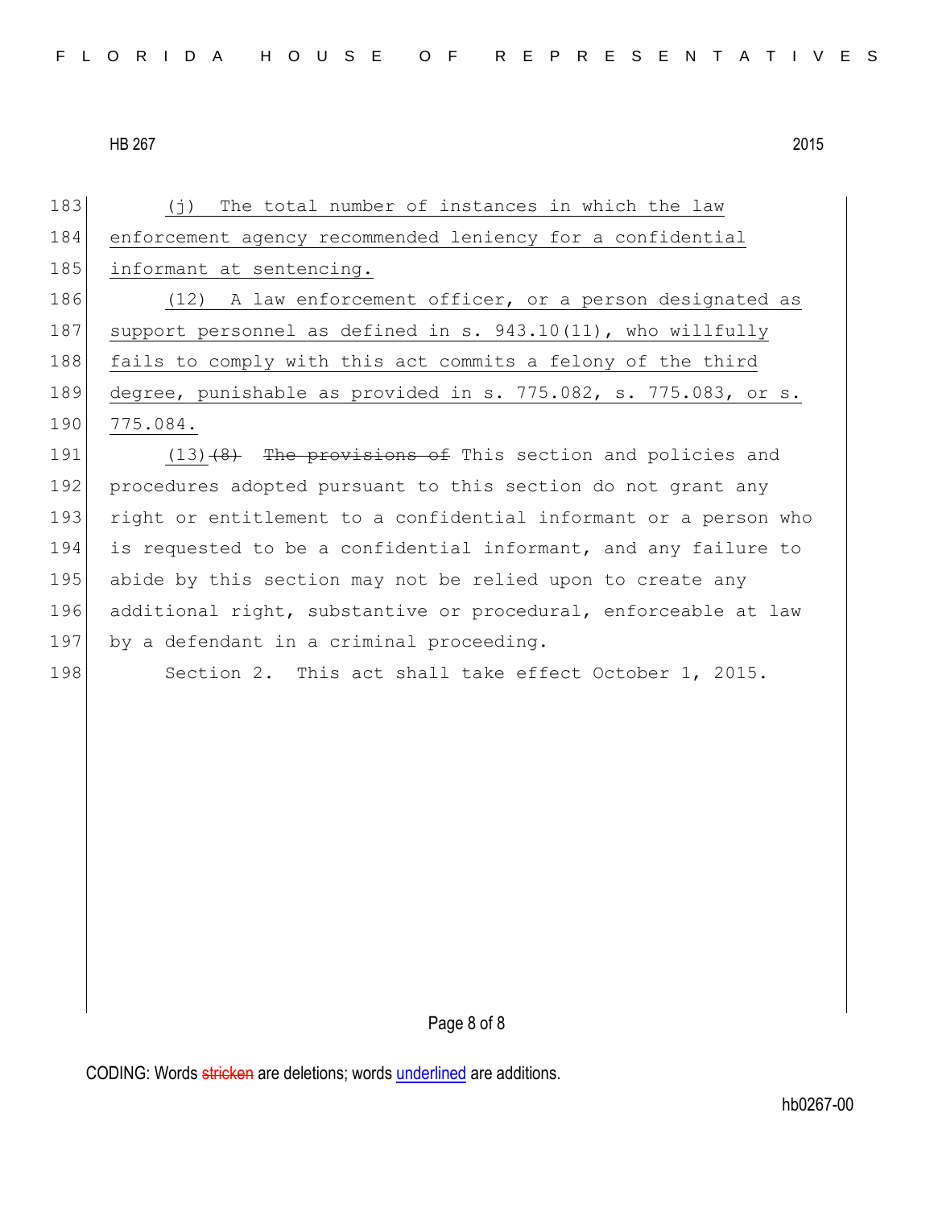(j) The total number of instances in which the law enforcement agency recommended leniency for a confidential informant at sentencing.

(12) A law enforcement officer, or a person designated as support personnel as defined in s. 943.10(11), who willfully fails to comply with this act commits a felony of the third degree, punishable as provided in s. 775.082, s. 775.083, or s. 775.084.

(13) ~~(8)~~ ~~The provisions of~~ This section and policies and procedures adopted pursuant to this section do not grant any right or entitlement to a confidential informant or a person who is requested to be a confidential informant, and any failure to abide by this section may not be relied upon to create any additional right, substantive or procedural, enforceable at law by a defendant in a criminal proceeding.

Section 2. This act shall take effect October 1, 2015.

CODING: Words ~~stricken~~ are deletions; words underlined are additions.